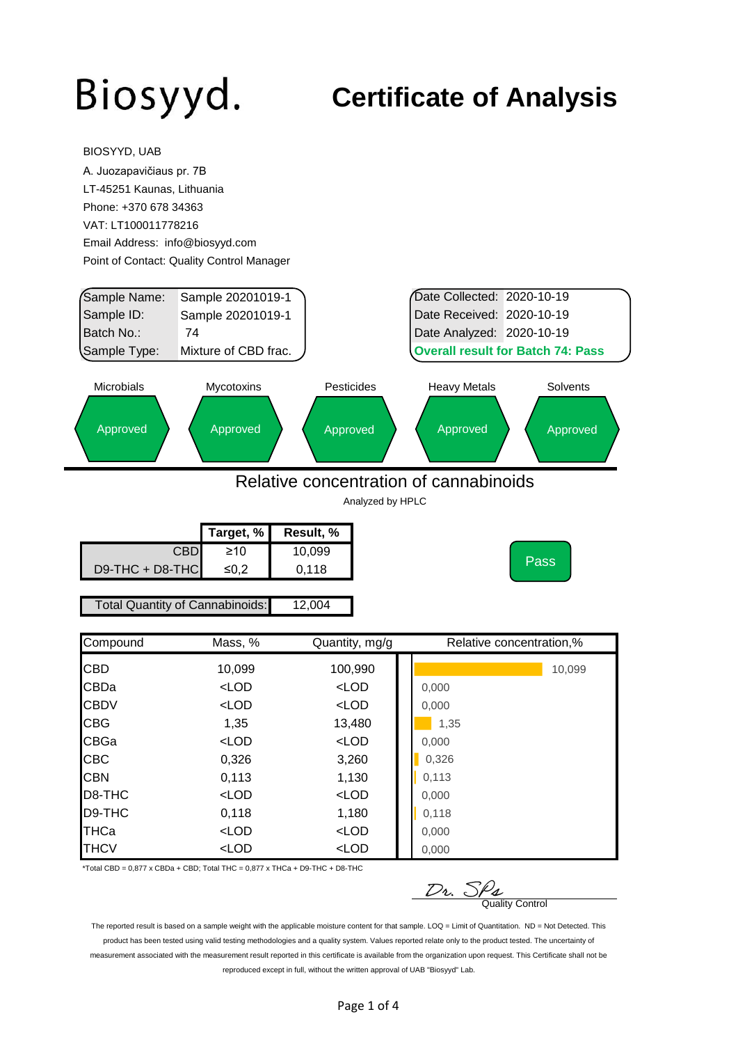# Biosyyd.

# Certificate of Analysis

BIOSYYD, UAB
A. Juozapavičiaus pr. 7B
LT-45251 Kaunas, Lithuania
Phone: +370 678 34363
VAT: LT100011778216
Email Address: info@biosyyd.com
Point of Contact: Quality Control Manager

| | |
|---|---|
| Sample Name: | Sample 20201019-1 |
| Sample ID: | Sample 20201019-1 |
| Batch No.: | 74 |
| Sample Type: | Mixture of CBD frac. |

| | |
|---|---|
| Date Collected: | 2020-10-19 |
| Date Received: | 2020-10-19 |
| Date Analyzed: | 2020-10-19 |

**Overall result for Batch 74: Pass**

| Microbials | Mycotoxins | Pesticides | Heavy Metals | Solvents |
|---|---|---|---|---|
| Approved | Approved | Approved | Approved | Approved |

## Relative concentration of cannabinoids

Analyzed by HPLC

| | Target, % | Result, % |
|---|---|---|
| CBD | ≥10 | 10,099 |
| D9-THC + D8-THC | ≤0,2 | 0,118 |

Pass

| Total Quantity of Cannabinoids: | 12,004 |
|---|---|

| Compound | Mass, % | Quantity, mg/g | Relative concentration,% |
|---|---|---|---|
| CBD | 10,099 | 100,990 | 10,099 |
| CBDa | <LOD | <LOD | 0,000 |
| CBDV | <LOD | <LOD | 0,000 |
| CBG | 1,35 | 13,480 | 1,35 |
| CBGa | <LOD | <LOD | 0,000 |
| CBC | 0,326 | 3,260 | 0,326 |
| CBN | 0,113 | 1,130 | 0,113 |
| D8-THC | <LOD | <LOD | 0,000 |
| D9-THC | 0,118 | 1,180 | 0,118 |
| THCa | <LOD | <LOD | 0,000 |
| THCV | <LOD | <LOD | 0,000 |

*Total CBD = 0,877 x CBDa + CBD; Total THC = 0,877 x THCa + D9-THC + D8-THC

Dr. SPs
Quality Control

The reported result is based on a sample weight with the applicable moisture content for that sample. LOQ = Limit of Quantitation. ND = Not Detected. This product has been tested using valid testing methodologies and a quality system. Values reported relate only to the product tested. The uncertainty of measurement associated with the measurement result reported in this certificate is available from the organization upon request. This Certificate shall not be reproduced except in full, without the written approval of UAB "Biosyyd" Lab.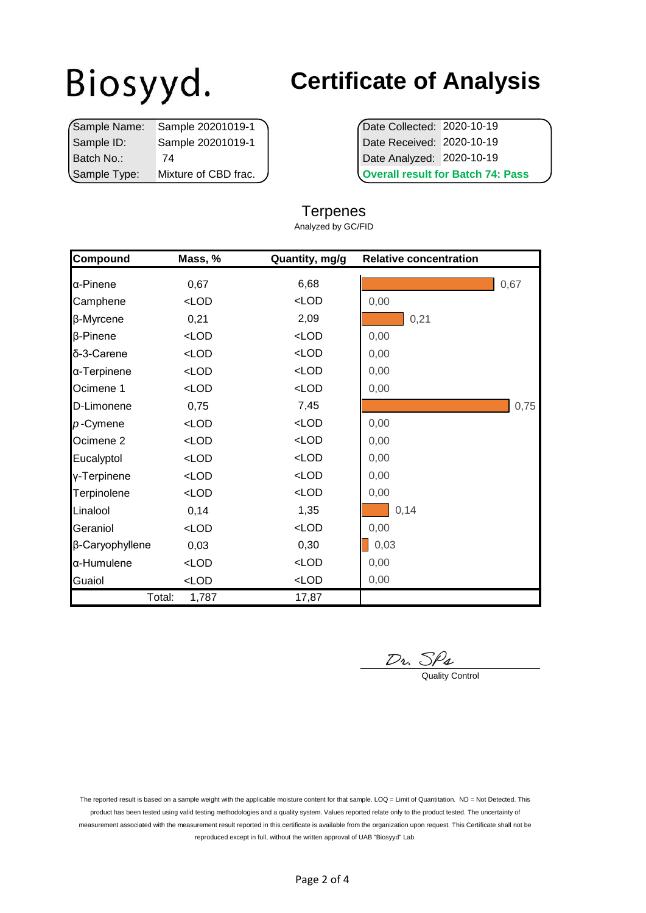Biosyyd.

# Certificate of Analysis

| | |
|---|---|
| Sample Name: | Sample 20201019-1 |
| Sample ID: | Sample 20201019-1 |
| Batch No.: | 74 |
| Sample Type: | Mixture of CBD frac. |

| | |
|---|---|
| Date Collected: | 2020-10-19 |
| Date Received: | 2020-10-19 |
| Date Analyzed: | 2020-10-19 |

**Overall result for Batch 74: Pass**

## Terpenes

Analyzed by GC/FID

| Compound | Mass, % | Quantity, mg/g | Relative concentration |
|---|---|---|---|
| α-Pinene | 0,67 | 6,68 | 0,67 |
| Camphene | <LOD | <LOD | 0,00 |
| β-Myrcene | 0,21 | 2,09 | 0,21 |
| β-Pinene | <LOD | <LOD | 0,00 |
| δ-3-Carene | <LOD | <LOD | 0,00 |
| α-Terpinene | <LOD | <LOD | 0,00 |
| Ocimene 1 | <LOD | <LOD | 0,00 |
| D-Limonene | 0,75 | 7,45 | 0,75 |
| *p*-Cymene | <LOD | <LOD | 0,00 |
| Ocimene 2 | <LOD | <LOD | 0,00 |
| Eucalyptol | <LOD | <LOD | 0,00 |
| γ-Terpinene | <LOD | <LOD | 0,00 |
| Terpinolene | <LOD | <LOD | 0,00 |
| Linalool | 0,14 | 1,35 | 0,14 |
| Geraniol | <LOD | <LOD | 0,00 |
| β-Caryophyllene | 0,03 | 0,30 | 0,03 |
| α-Humulene | <LOD | <LOD | 0,00 |
| Guaiol | <LOD | <LOD | 0,00 |
| Total: | 1,787 | 17,87 | |

Dr. SPs

Quality Control

The reported result is based on a sample weight with the applicable moisture content for that sample. LOQ = Limit of Quantitation. ND = Not Detected. This product has been tested using valid testing methodologies and a quality system. Values reported relate only to the product tested. The uncertainty of measurement associated with the measurement result reported in this certificate is available from the organization upon request. This Certificate shall not be reproduced except in full, without the written approval of UAB "Biosyyd" Lab.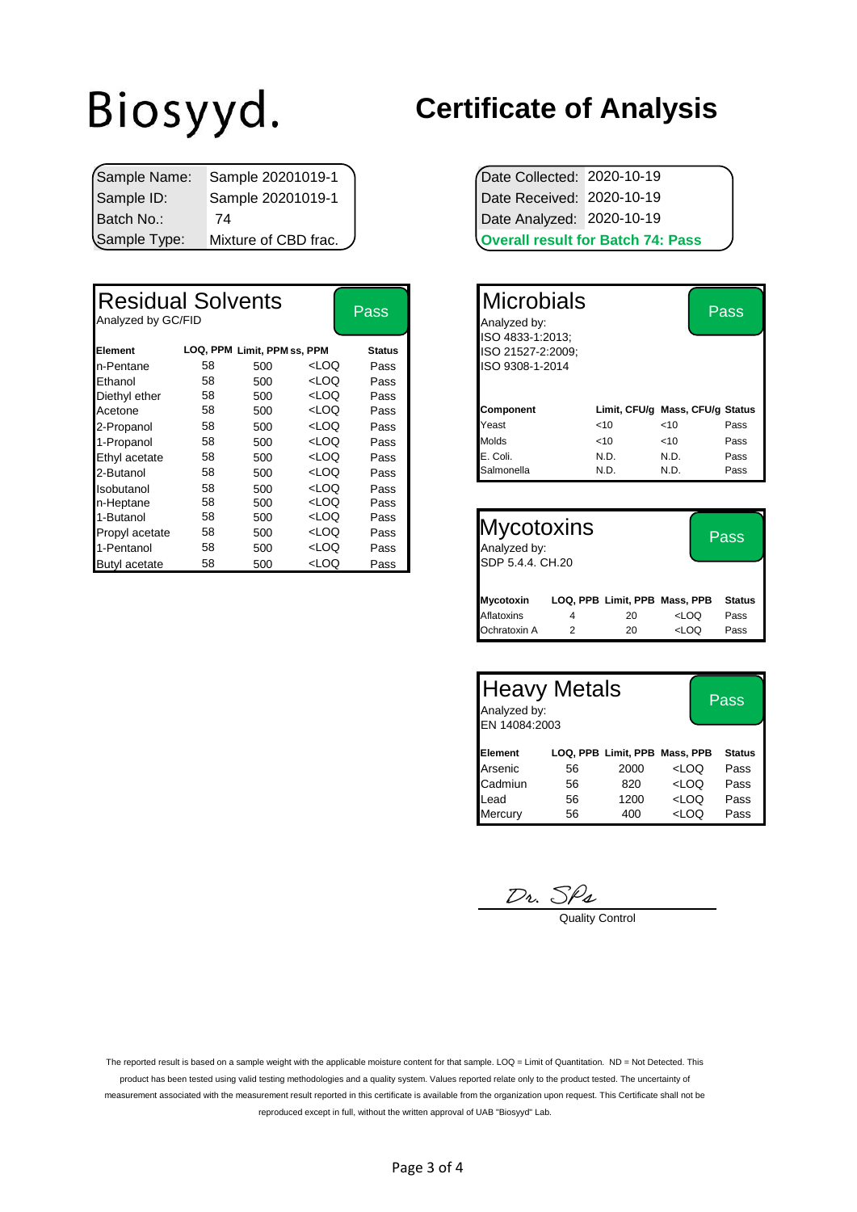Biosyyd.

# Certificate of Analysis

| | |
|---|---|
| Sample Name: | Sample 20201019-1 |
| Sample ID: | Sample 20201019-1 |
| Batch No.: | 74 |
| Sample Type: | Mixture of CBD frac. |

| | |
|---|---|
| Date Collected: | 2020-10-19 |
| Date Received: | 2020-10-19 |
| Date Analyzed: | 2020-10-19 |

**Overall result for Batch 74: Pass**

## Residual Solvents — Pass

Analyzed by GC/FID

| Element | LOQ, PPM | Limit, PPM | ss, PPM | Status |
|---|---|---|---|---|
| n-Pentane | 58 | 500 | <LOQ | Pass |
| Ethanol | 58 | 500 | <LOQ | Pass |
| Diethyl ether | 58 | 500 | <LOQ | Pass |
| Acetone | 58 | 500 | <LOQ | Pass |
| 2-Propanol | 58 | 500 | <LOQ | Pass |
| 1-Propanol | 58 | 500 | <LOQ | Pass |
| Ethyl acetate | 58 | 500 | <LOQ | Pass |
| 2-Butanol | 58 | 500 | <LOQ | Pass |
| Isobutanol | 58 | 500 | <LOQ | Pass |
| n-Heptane | 58 | 500 | <LOQ | Pass |
| 1-Butanol | 58 | 500 | <LOQ | Pass |
| Propyl acetate | 58 | 500 | <LOQ | Pass |
| 1-Pentanol | 58 | 500 | <LOQ | Pass |
| Butyl acetate | 58 | 500 | <LOQ | Pass |

## Microbials — Pass

Analyzed by:
ISO 4833-1:2013;
ISO 21527-2:2009;
ISO 9308-1-2014

| Component | Limit, CFU/g | Mass, CFU/g | Status |
|---|---|---|---|
| Yeast | <10 | <10 | Pass |
| Molds | <10 | <10 | Pass |
| E. Coli. | N.D. | N.D. | Pass |
| Salmonella | N.D. | N.D. | Pass |

## Mycotoxins — Pass

Analyzed by:
SDP 5.4.4. CH.20

| Mycotoxin | LOQ, PPB | Limit, PPB | Mass, PPB | Status |
|---|---|---|---|---|
| Aflatoxins | 4 | 20 | <LOQ | Pass |
| Ochratoxin A | 2 | 20 | <LOQ | Pass |

## Heavy Metals — Pass

Analyzed by:
EN 14084:2003

| Element | LOQ, PPB | Limit, PPB | Mass, PPB | Status |
|---|---|---|---|---|
| Arsenic | 56 | 2000 | <LOQ | Pass |
| Cadmiun | 56 | 820 | <LOQ | Pass |
| Lead | 56 | 1200 | <LOQ | Pass |
| Mercury | 56 | 400 | <LOQ | Pass |

Dr. SPa

Quality Control

The reported result is based on a sample weight with the applicable moisture content for that sample. LOQ = Limit of Quantitation. ND = Not Detected. This product has been tested using valid testing methodologies and a quality system. Values reported relate only to the product tested. The uncertainty of measurement associated with the measurement result reported in this certificate is available from the organization upon request. This Certificate shall not be reproduced except in full, without the written approval of UAB "Biosyyd" Lab.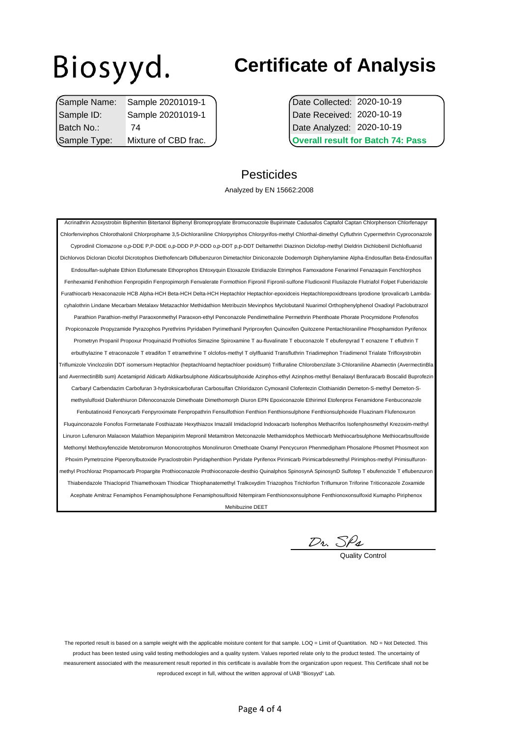Biosyyd.

# Certificate of Analysis

| | |
|---|---|
| Sample Name: | Sample 20201019-1 |
| Sample ID: | Sample 20201019-1 |
| Batch No.: | 74 |
| Sample Type: | Mixture of CBD frac. |

| | |
|---|---|
| Date Collected: | 2020-10-19 |
| Date Received: | 2020-10-19 |
| Date Analyzed: | 2020-10-19 |

**Overall result for Batch 74: Pass**

## Pesticides

Analyzed by EN 15662:2008

Acrinathrin Azoxystrobin Biphenhin Bitertanol Biphenyl Bromopropylate Bromuconazole Bupirimate Cadusafos Captafol Captan Chlorphenson Chlorfenapyr Chlorfenvinphos Chlorothalonil Chlorprophame 3,5-Dichloraniline Chlorpyriphos Chlorpyrifos-methyl Chlorthal-dimethyl Cyfluthrin Cypermethrin Cyproconazole Cyprodinil Clomazone o,p-DDE P,P-DDE o,p-DDD P,P-DDD o,p-DDT p,p-DDT Deltamethri Diazinon Diclofop-methyl Dieldrin Dichlobenil Dichlofluanid Dichlorvos Dicloran Dicofol Dicrotophos Diethofencarb Diflubenzuron Dimetachlor Diniconazole Dodemorph Diphenylamine Alpha-Endosulfan Beta-Endosulfan Endosulfan-sulphate Ethion Etofumesate Ethoprophos Ehtoxyquin Etoxazole Etridiazole Etrimphos Famoxadone Fenarimol Fenazaquin Fenchlorphos Fenhexamid Fenihothion Fenpropidin Fenpropimorph Fenvalerate Formothion Fipronil Fipronil-sulfone Fludioxonil Flusilazole Flutriafol Folpet Fuberidazole Furathiocarb Hexaconazole HCB Alpha-HCH Beta-HCH Delta-HCH Heptachlor Heptachlor-epoxidceis Heptachlorepoxidtreans Iprodione Iprovalicarb Lambda-cyhalothrin Lindane Mecarbam Metalaxv Metazachlor Methidathion Metribuzin Mevinphos Myclobutanil Nuarimol Orthophenylphenol Oxadixyl Paclobutrazol Parathion Parathion-methyl Paraoxonmethyl Paraoxon-ethyl Penconazole Pendimethaline Permethrin Phenthoate Phorate Procymidone Profenofos Propiconazole Propyzamide Pyrazophos Pyrethrins Pyridaben Pyrimethanil Pyriproxyfen Quinoxifen Quitozene Pentachloraniline Phosphamidon Pyrifenox Prometryn Propanil Propoxur Proquinazid Prothiofos Simazine Spiroxamine T au-fluvalinate T ebuconazole T ebufenpyrad T ecnazene T efluthrin T erbuthylazine T etraconazole T etradifon T etramethrine T olclofos-methyl T olylfluanid Transflu­thrin Triadimephon Triadimenol Trialate Trifloxystrobin Triflumizole Vinclozolin DDT isomersum Heptachlor (heptachloarnd heptachloer poxidsum) Trifluraline Chlorobenzilate 3-Chloraniline Abamectin (AvermectinBla and AvermectinBlb sum) Acetamiprid Aldicarb Aldikarbsulphone Aldicarbsulphoxide Azinphos-ethyl Azinphos-methyl Benalaxyl Benfuracarb Boscalid Buprofezin Carbaryl Carbendazim Carbofuran 3-hydroksicarbofuran Carbosulfan Chloridazon Cymoxanil Clofentezin Clothianidin Demeton-S-methyl Demeton-S-methyslulfoxid Diafenthiuron Difenoconazole Dimethoate Dimethomorph Diuron EPN Epoxiconazole Ethirimol Etofenprox Fenamidone Fenbuconazole Fenbutatinoxid Fenoxycarb Fenpyroximate Fenpropathrin Fensulfothion Fenthion Fenthionsulphone Fenthionsulphoxide Fluazinam Flufenoxuron Fluquinconazole Fonofos Formetanate Fosthiazate Hexythiazox Imazalil Imidacloprid Indoxacarb Isofenphos Methacrifos Isofenphosmethyl Krezoxim-methyl Linuron Lufenuron Malaoxon Malathion Mepanipirim Mepronil Metamitron Metconazole Methamidophos Methiocarb Methiocarbsulphone Methiocarbsulfoxide Methomyl Methoxyfenozide Metobromuron Monocrotophos Monolinuron Omethoate Oxamyl Pencycuron Phenmedipham Phosalone Phosmet Phosmeot xon Phoxim Pymetrozine Piperonylbutoxide Pyraclostrobin Pyridaphenthion Pyridate Pyrifenox Pirimicarb Pirimicarbdesmethyl Pirimiphos-methyl Primisulfuron-methyl Prochloraz Propamocarb Propargite Prothioconazole Prothioconazole-desthio Quinalphos SpinosynA SpinosynD Sulfotep T ebufenozide T eflubenzuron Thiabendazole Thiacloprid Thiamethoxam Thiodicar Thiophanatemethyl Tralkoxydim Triazophos Trichlorfon Triflumuron Triforine Triticonazole Zoxamide Acephate Amitraz Fenamiphos Fenamiphosulphone Fenamiphosulfoxid Nitempiram Fenthionoxonsulphone Fenthionoxonsulfoxid Kumapho Piriphenox Mehibuzine DEET

Dr. SPs

Quality Control

The reported result is based on a sample weight with the applicable moisture content for that sample. LOQ = Limit of Quantitation. ND = Not Detected. This product has been tested using valid testing methodologies and a quality system. Values reported relate only to the product tested. The uncertainty of measurement associated with the measurement result reported in this certificate is available from the organization upon request. This Certificate shall not be reproduced except in full, without the written approval of UAB "Biosyyd" Lab.